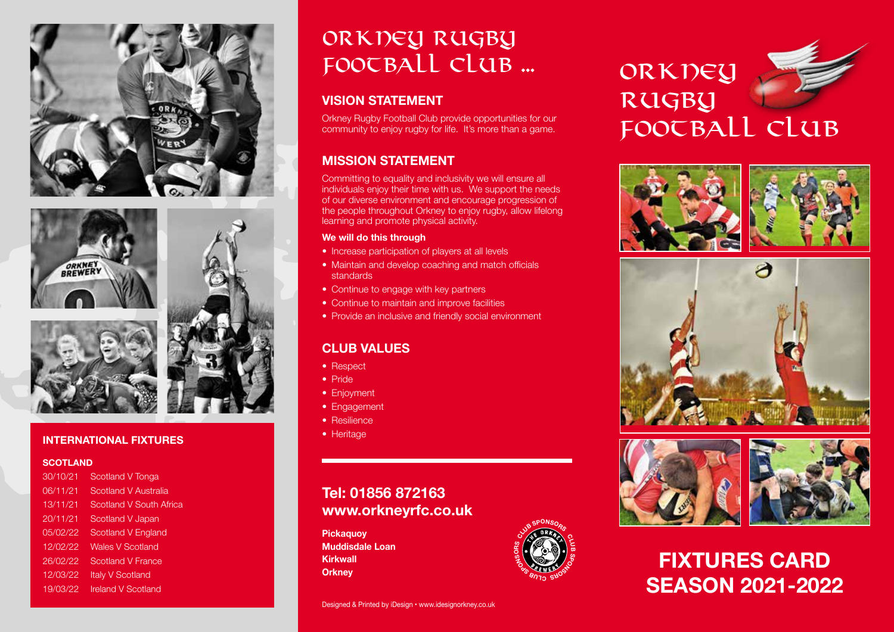## INTERNATIONAL FIXTURES

### SCOTLAND

| Date | Fixture |
| --- | --- |
| 30/10/21 | Scotland V Tonga |
| 06/11/21 | Scotland V Australia |
| 13/11/21 | Scotland V South Africa |
| 20/11/21 | Scotland V Japan |
| 05/02/22 | Scotland V England |
| 12/02/22 | Wales V Scotland |
| 26/02/22 | Scotland V France |
| 12/03/22 | Italy V Scotland |
| 19/03/22 | Ireland V Scotland |

# ORKNEY RUGBY FOOTBALL CLUB ...

## VISION STATEMENT

Orkney Rugby Football Club provide opportunities for our community to enjoy rugby for life. It's more than a game.

## MISSION STATEMENT

Committing to equality and inclusivity we will ensure all individuals enjoy their time with us. We support the needs of our diverse environment and encourage progression of the people throughout Orkney to enjoy rugby, allow lifelong learning and promote physical activity.

**We will do this through**

- Increase participation of players at all levels
- Maintain and develop coaching and match officials standards
- Continue to engage with key partners
- Continue to maintain and improve facilities
- Provide an inclusive and friendly social environment

## CLUB VALUES

- Respect
- Pride
- Enjoyment
- Engagement
- Resilience
- Heritage

## Tel: 01856 872163
## www.orkneyrfc.co.uk

**Pickaquoy**
**Muddisdale Loan**
**Kirkwall**
**Orkney**

CLUB SPONSORS THE ORKNEY BREWERY CLUB SPONSORS

Designed & Printed by iDesign • www.idesignorkney.co.uk

# ORKNEY RUGBY FOOTBALL CLUB

# FIXTURES CARD SEASON 2021-2022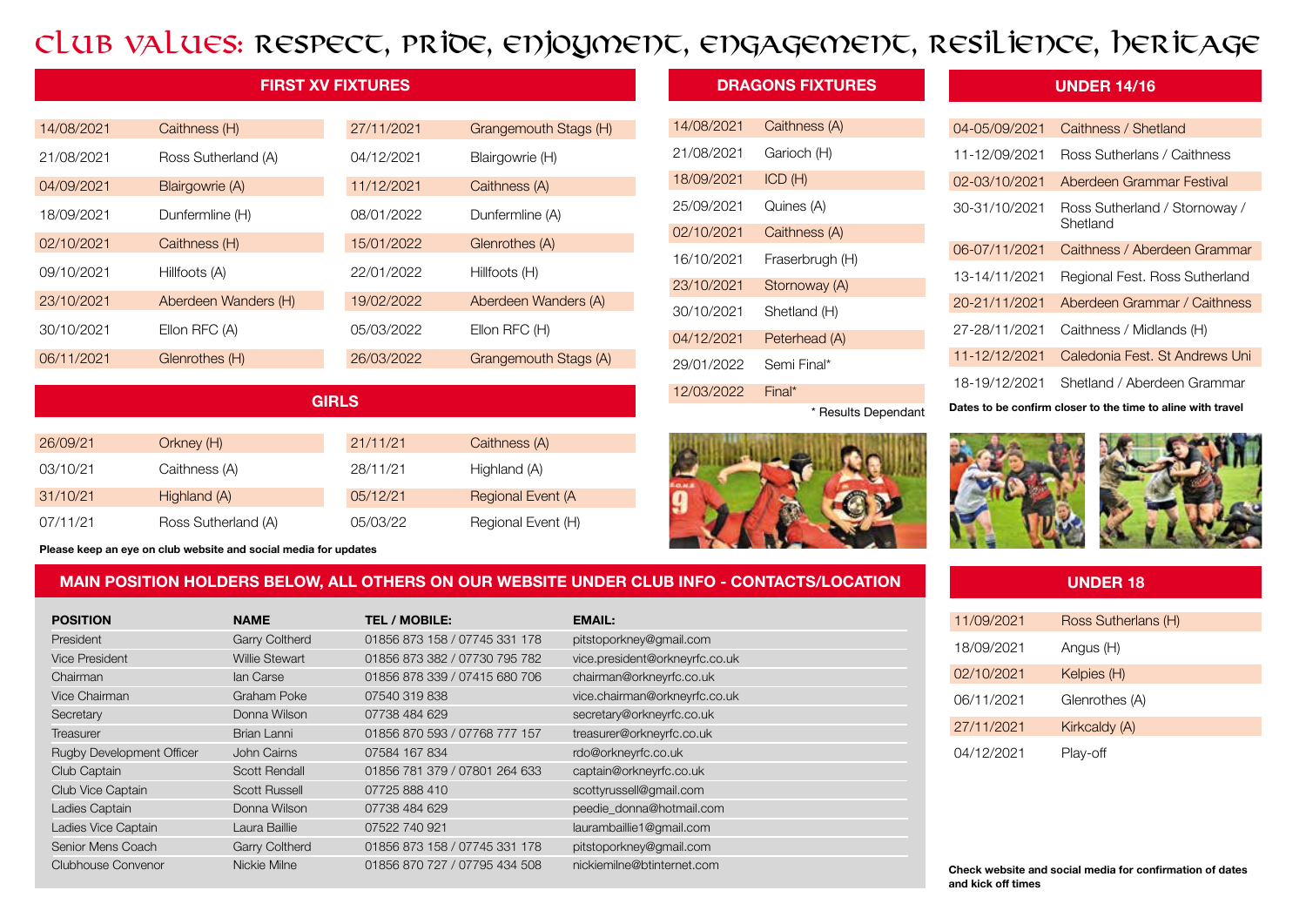# Club Values: Respect, Pride, Enjoyment, Engagement, Resilience, Heritage

## FIRST XV FIXTURES

| | | | |
|---|---|---|---|
| 14/08/2021 | Caithness (H) | 27/11/2021 | Grangemouth Stags (H) |
| 21/08/2021 | Ross Sutherland (A) | 04/12/2021 | Blairgowrie (H) |
| 04/09/2021 | Blairgowrie (A) | 11/12/2021 | Caithness (A) |
| 18/09/2021 | Dunfermline (H) | 08/01/2022 | Dunfermline (A) |
| 02/10/2021 | Caithness (H) | 15/01/2022 | Glenrothes (A) |
| 09/10/2021 | Hillfoots (A) | 22/01/2022 | Hillfoots (H) |
| 23/10/2021 | Aberdeen Wanders (H) | 19/02/2022 | Aberdeen Wanders (A) |
| 30/10/2021 | Ellon RFC (A) | 05/03/2022 | Ellon RFC (H) |
| 06/11/2021 | Glenrothes (H) | 26/03/2022 | Grangemouth Stags (A) |

## GIRLS

| | | | |
|---|---|---|---|
| 26/09/21 | Orkney (H) | 21/11/21 | Caithness (A) |
| 03/10/21 | Caithness (A) | 28/11/21 | Highland (A) |
| 31/10/21 | Highland (A) | 05/12/21 | Regional Event (A |
| 07/11/21 | Ross Sutherland (A) | 05/03/22 | Regional Event (H) |

**Please keep an eye on club website and social media for updates**

## DRAGONS FIXTURES

| | |
|---|---|
| 14/08/2021 | Caithness (A) |
| 21/08/2021 | Garioch (H) |
| 18/09/2021 | ICD (H) |
| 25/09/2021 | Quines (A) |
| 02/10/2021 | Caithness (A) |
| 16/10/2021 | Fraserbrugh (H) |
| 23/10/2021 | Stornoway (A) |
| 30/10/2021 | Shetland (H) |
| 04/12/2021 | Peterhead (A) |
| 29/01/2022 | Semi Final* |
| 12/03/2022 | Final* |

\* Results Dependant

## UNDER 14/16

| | |
|---|---|
| 04-05/09/2021 | Caithness / Shetland |
| 11-12/09/2021 | Ross Sutherlans / Caithness |
| 02-03/10/2021 | Aberdeen Grammar Festival |
| 30-31/10/2021 | Ross Sutherland / Stornoway / Shetland |
| 06-07/11/2021 | Caithness / Aberdeen Grammar |
| 13-14/11/2021 | Regional Fest. Ross Sutherland |
| 20-21/11/2021 | Aberdeen Grammar / Caithness |
| 27-28/11/2021 | Caithness / Midlands (H) |
| 11-12/12/2021 | Caledonia Fest. St Andrews Uni |
| 18-19/12/2021 | Shetland / Aberdeen Grammar |

**Dates to be confirm closer to the time to aline with travel**

## MAIN POSITION HOLDERS BELOW, ALL OTHERS ON OUR WEBSITE UNDER CLUB INFO - CONTACTS/LOCATION

| POSITION | NAME | TEL / MOBILE: | EMAIL: |
|---|---|---|---|
| President | Garry Coltherd | 01856 873 158 / 07745 331 178 | pitstoporkney@gmail.com |
| Vice President | Willie Stewart | 01856 873 382 / 07730 795 782 | vice.president@orkneyrfc.co.uk |
| Chairman | Ian Carse | 01856 878 339 / 07415 680 706 | chairman@orkneyrfc.co.uk |
| Vice Chairman | Graham Poke | 07540 319 838 | vice.chairman@orkneyrfc.co.uk |
| Secretary | Donna Wilson | 07738 484 629 | secretary@orkneyrfc.co.uk |
| Treasurer | Brian Lanni | 01856 870 593 / 07768 777 157 | treasurer@orkneyrfc.co.uk |
| Rugby Development Officer | John Cairns | 07584 167 834 | rdo@orkneyrfc.co.uk |
| Club Captain | Scott Rendall | 01856 781 379 / 07801 264 633 | captain@orkneyrfc.co.uk |
| Club Vice Captain | Scott Russell | 07725 888 410 | scottyrussell@gmail.com |
| Ladies Captain | Donna Wilson | 07738 484 629 | peedie_donna@hotmail.com |
| Ladies Vice Captain | Laura Baillie | 07522 740 921 | laurambaillie1@gmail.com |
| Senior Mens Coach | Garry Coltherd | 01856 873 158 / 07745 331 178 | pitstoporkney@gmail.com |
| Clubhouse Convenor | Nickie Milne | 01856 870 727 / 07795 434 508 | nickiemilne@btinternet.com |

## UNDER 18

| | |
|---|---|
| 11/09/2021 | Ross Sutherlans (H) |
| 18/09/2021 | Angus (H) |
| 02/10/2021 | Kelpies (H) |
| 06/11/2021 | Glenrothes (A) |
| 27/11/2021 | Kirkcaldy (A) |
| 04/12/2021 | Play-off |

**Check website and social media for confirmation of dates and kick off times**